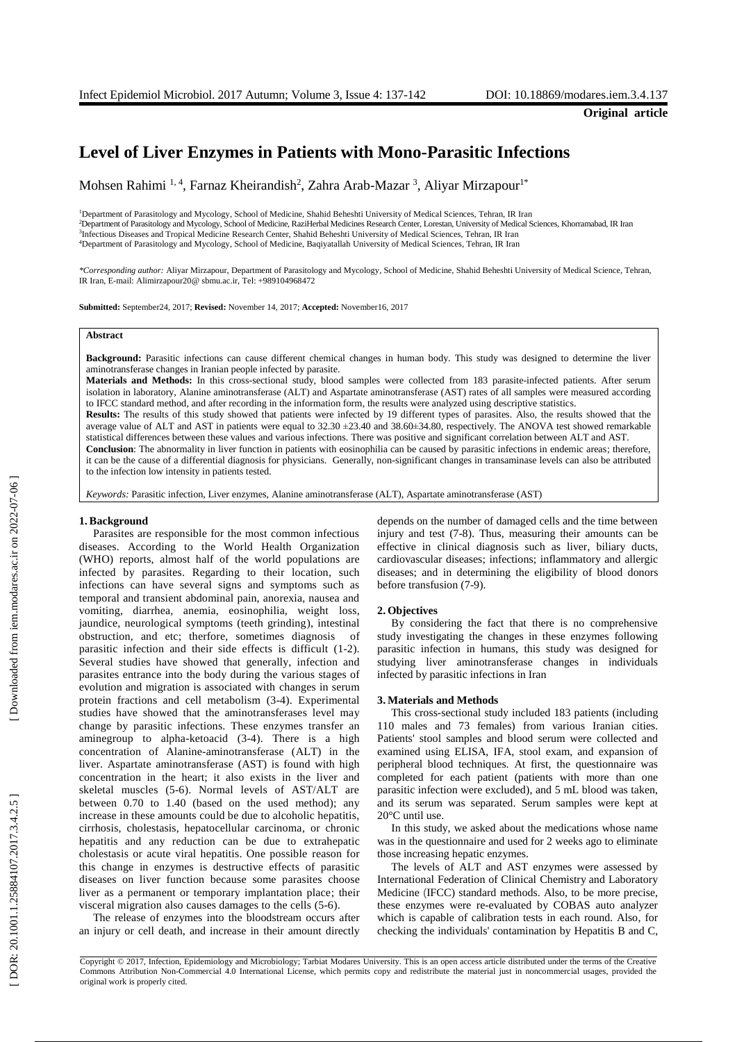**Original article**

# Level of Liver Enzymes in Patients with Mono-Parasitic Infections

Mohsen Rahimi [1,4], Farnaz Kheirandish[2], Zahra Arab-Mazar [3], Aliyar Mirzapour[1*]

[1]Department of Parasitology and Mycology, School of Medicine, Shahid Beheshti University of Medical Sciences, Tehran, IR Iran
[2]Department of Parasitology and Mycology, School of Medicine, RaziHerbal Medicines Research Center, Lorestan, University of Medical Sciences, Khorramabad, IR Iran
[3]Infectious Diseases and Tropical Medicine Research Center, Shahid Beheshti University of Medical Sciences, Tehran, IR Iran
[4]Department of Parasitology and Mycology, School of Medicine, Baqiyatallah University of Medical Sciences, Tehran, IR Iran

*\*Corresponding author:* Aliyar Mirzapour, Department of Parasitology and Mycology, School of Medicine, Shahid Beheshti University of Medical Science, Tehran, IR Iran, E-mail: Alimirzapour20@ sbmu.ac.ir, Tel: +989104968472

**Submitted:** September24, 2017; **Revised:** November 14, 2017; **Accepted:** November16, 2017

## Abstract

**Background:** Parasitic infections can cause different chemical changes in human body. This study was designed to determine the liver aminotransferase changes in Iranian people infected by parasite.

**Materials and Methods:** In this cross-sectional study, blood samples were collected from 183 parasite-infected patients. After serum isolation in laboratory, Alanine aminotransferase (ALT) and Aspartate aminotransferase (AST) rates of all samples were measured according to IFCC standard method, and after recording in the information form, the results were analyzed using descriptive statistics.

**Results:** The results of this study showed that patients were infected by 19 different types of parasites. Also, the results showed that the average value of ALT and AST in patients were equal to 32.30 ±23.40 and 38.60±34.80, respectively. The ANOVA test showed remarkable statistical differences between these values and various infections. There was positive and significant correlation between ALT and AST.

**Conclusion**: The abnormality in liver function in patients with eosinophilia can be caused by parasitic infections in endemic areas; therefore, it can be the cause of a differential diagnosis for physicians. Generally, non-significant changes in transaminase levels can also be attributed to the infection low intensity in patients tested.

*Keywords:* Parasitic infection, Liver enzymes, Alanine aminotransferase (ALT), Aspartate aminotransferase (AST)

## 1. Background

Parasites are responsible for the most common infectious diseases. According to the World Health Organization (WHO) reports, almost half of the world populations are infected by parasites. Regarding to their location, such infections can have several signs and symptoms such as temporal and transient abdominal pain, anorexia, nausea and vomiting, diarrhea, anemia, eosinophilia, weight loss, jaundice, neurological symptoms (teeth grinding), intestinal obstruction, and etc; therfore, sometimes diagnosis of parasitic infection and their side effects is difficult (1-2). Several studies have showed that generally, infection and parasites entrance into the body during the various stages of evolution and migration is associated with changes in serum protein fractions and cell metabolism (3-4). Experimental studies have showed that the aminotransferases level may change by parasitic infections. These enzymes transfer an aminegroup to alpha-ketoacid (3-4). There is a high concentration of Alanine-aminotransferase (ALT) in the liver. Aspartate aminotransferase (AST) is found with high concentration in the heart; it also exists in the liver and skeletal muscles (5-6). Normal levels of AST/ALT are between 0.70 to 1.40 (based on the used method); any increase in these amounts could be due to alcoholic hepatitis, cirrhosis, cholestasis, hepatocellular carcinoma, or chronic hepatitis and any reduction can be due to extrahepatic cholestasis or acute viral hepatitis. One possible reason for this change in enzymes is destructive effects of parasitic diseases on liver function because some parasites choose liver as a permanent or temporary implantation place; their visceral migration also causes damages to the cells (5-6).

The release of enzymes into the bloodstream occurs after an injury or cell death, and increase in their amount directly depends on the number of damaged cells and the time between injury and test (7-8). Thus, measuring their amounts can be effective in clinical diagnosis such as liver, biliary ducts, cardiovascular diseases; infections; inflammatory and allergic diseases; and in determining the eligibility of blood donors before transfusion (7-9).

## 2. Objectives

By considering the fact that there is no comprehensive study investigating the changes in these enzymes following parasitic infection in humans, this study was designed for studying liver aminotransferase changes in individuals infected by parasitic infections in Iran

## 3. Materials and Methods

This cross-sectional study included 183 patients (including 110 males and 73 females) from various Iranian cities. Patients' stool samples and blood serum were collected and examined using ELISA, IFA, stool exam, and expansion of peripheral blood techniques. At first, the questionnaire was completed for each patient (patients with more than one parasitic infection were excluded), and 5 mL blood was taken, and its serum was separated. Serum samples were kept at 20°C until use.

In this study, we asked about the medications whose name was in the questionnaire and used for 2 weeks ago to eliminate those increasing hepatic enzymes.

The levels of ALT and AST enzymes were assessed by International Federation of Clinical Chemistry and Laboratory Medicine (IFCC) standard methods. Also, to be more precise, these enzymes were re-evaluated by COBAS auto analyzer which is capable of calibration tests in each round. Also, for checking the individuals' contamination by Hepatitis B and C,

Copyright © 2017, Infection, Epidemiology and Microbiology; Tarbiat Modares University. This is an open access article distributed under the terms of the Creative Commons Attribution Non-Commercial 4.0 International License, which permits copy and redistribute the material just in noncommercial usages, provided the original work is properly cited.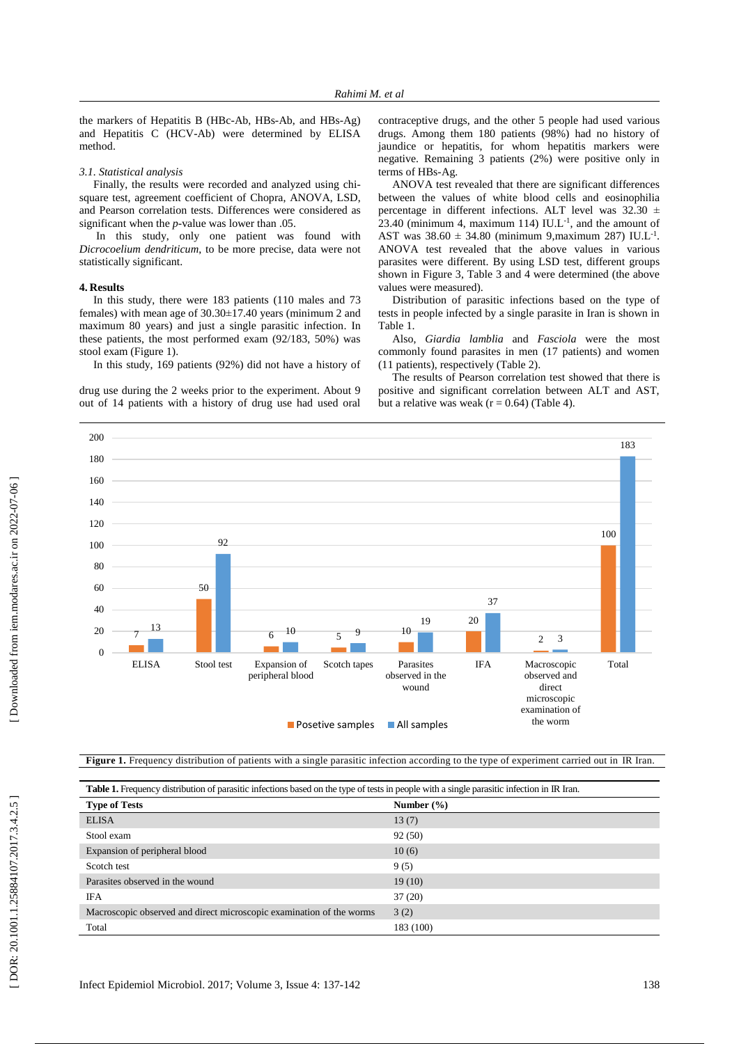the markers of Hepatitis B (HBc-Ab, HBs-Ab, and HBs-Ag) and Hepatitis C (HCV-Ab) were determined by ELISA method.

*3.1. Statistical analysis*

Finally, the results were recorded and analyzed using chi-square test, agreement coefficient of Chopra, ANOVA, LSD, and Pearson correlation tests. Differences were considered as significant when the *p*-value was lower than .05.

In this study, only one patient was found with *Dicrocoelium dendriticum*, to be more precise, data were not statistically significant.

## 4. Results

In this study, there were 183 patients (110 males and 73 females) with mean age of 30.30±17.40 years (minimum 2 and maximum 80 years) and just a single parasitic infection. In these patients, the most performed exam (92/183, 50%) was stool exam (Figure 1).

In this study, 169 patients (92%) did not have a history of drug use during the 2 weeks prior to the experiment. About 9 out of 14 patients with a history of drug use had used oral contraceptive drugs, and the other 5 people had used various drugs. Among them 180 patients (98%) had no history of jaundice or hepatitis, for whom hepatitis markers were negative. Remaining 3 patients (2%) were positive only in terms of HBs-Ag.

ANOVA test revealed that there are significant differences between the values of white blood cells and eosinophilia percentage in different infections. ALT level was 32.30 ± 23.40 (minimum 4, maximum 114) $IU.L^{-1}$, and the amount of AST was 38.60 ± 34.80 (minimum 9,maximum 287) $IU.L^{-1}$. ANOVA test revealed that the above values in various parasites were different. By using LSD test, different groups shown in Figure 3, Table 3 and 4 were determined (the above values were measured).

Distribution of parasitic infections based on the type of tests in people infected by a single parasite in Iran is shown in Table 1.

Also, *Giardia lamblia* and *Fasciola* were the most commonly found parasites in men (17 patients) and women (11 patients), respectively (Table 2).

The results of Pearson correlation test showed that there is positive and significant correlation between ALT and AST, but a relative was weak (r = 0.64) (Table 4).

**Figure 1.** Frequency distribution of patients with a single parasitic infection according to the type of experiment carried out in IR Iran.

| Test | Posetive samples | All samples |
|---|---|---|
| ELISA | 7 | 13 |
| Stool test | 50 | 92 |
| Expansion of peripheral blood | 6 | 10 |
| Scotch tapes | 5 | 9 |
| Parasites observed in the wound | 10 | 19 |
| IFA | 20 | 37 |
| Macroscopic observed and direct microscopic examination of the worm | 2 | 3 |
| Total | 100 | 183 |

**Table 1.** Frequency distribution of parasitic infections based on the type of tests in people with a single parasitic infection in IR Iran.

| Type of Tests | Number (%) |
|---|---|
| ELISA | 13 (7) |
| Stool exam | 92 (50) |
| Expansion of peripheral blood | 10 (6) |
| Scotch test | 9 (5) |
| Parasites observed in the wound | 19 (10) |
| IFA | 37 (20) |
| Macroscopic observed and direct microscopic examination of the worms | 3 (2) |
| Total | 183 (100) |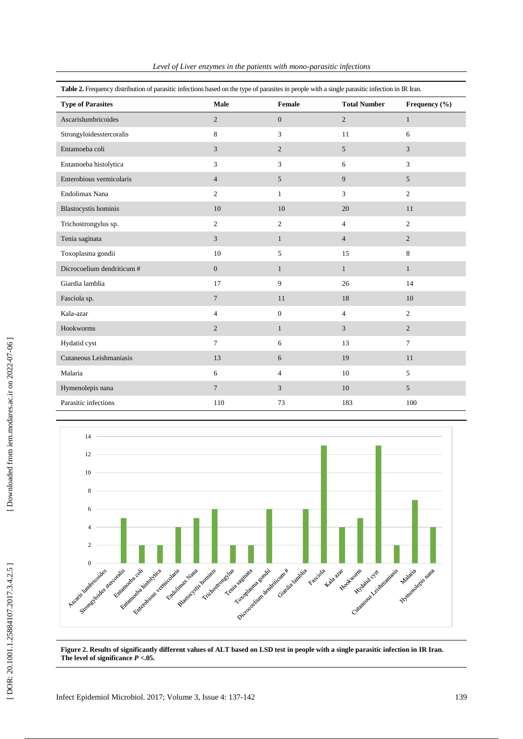**Table 2.** Frequency distribution of parasitic infections based on the type of parasites in people with a single parasitic infection in IR Iran.

| Type of Parasites | Male | Female | Total Number | Frequency (%) |
|---|---|---|---|---|
| Ascarislumbricoides | 2 | 0 | 2 | 1 |
| Strongyloidesstercoralis | 8 | 3 | 11 | 6 |
| Entamoeba coli | 3 | 2 | 5 | 3 |
| Entamoeba histolytica | 3 | 3 | 6 | 3 |
| Enterobious vermicolaris | 4 | 5 | 9 | 5 |
| Endolimax Nana | 2 | 1 | 3 | 2 |
| Blastocystis hominis | 10 | 10 | 20 | 11 |
| Trichostrongylus sp. | 2 | 2 | 4 | 2 |
| Tenia saginata | 3 | 1 | 4 | 2 |
| Toxoplasma gondii | 10 | 5 | 15 | 8 |
| Dicrocoelium dendriticum # | 0 | 1 | 1 | 1 |
| Giardia lamblia | 17 | 9 | 26 | 14 |
| Fasciola sp. | 7 | 11 | 18 | 10 |
| Kala-azar | 4 | 0 | 4 | 2 |
| Hookworms | 2 | 1 | 3 | 2 |
| Hydatid cyst | 7 | 6 | 13 | 7 |
| Cutaneous Leishmaniasis | 13 | 6 | 19 | 11 |
| Malaria | 6 | 4 | 10 | 5 |
| Hymenolepis nana | 7 | 3 | 10 | 5 |
| Parasitic infections | 110 | 73 | 183 | 100 |

**Figure 2. Results of significantly different values of ALT based on LSD test in people with a single parasitic infection in IR Iran. The level of significance $P$ <.05.**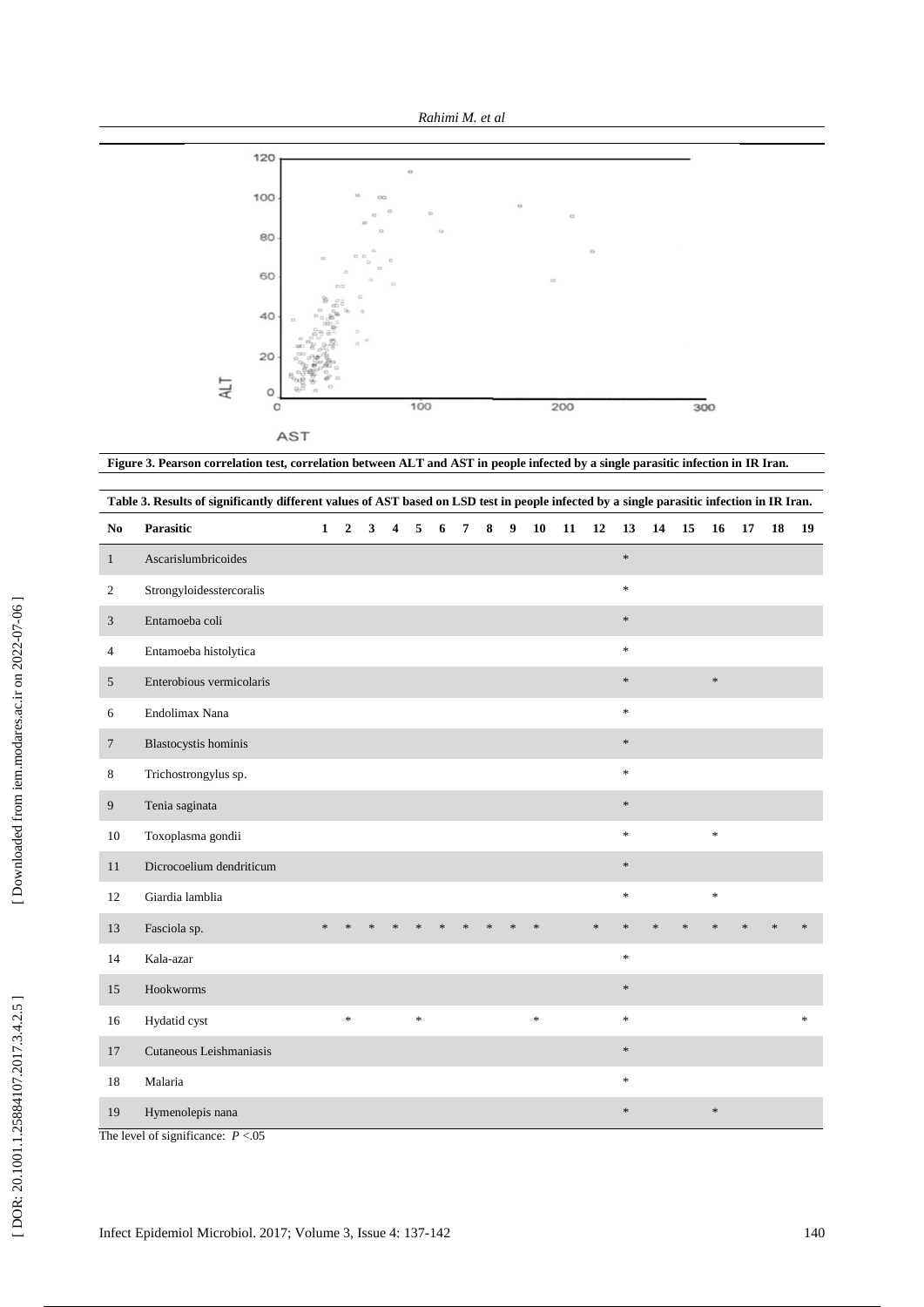**Figure 3. Pearson correlation test, correlation between ALT and AST in people infected by a single parasitic infection in IR Iran.**

**Table 3. Results of significantly different values of AST based on LSD test in people infected by a single parasitic infection in IR Iran.**

| No | Parasitic | 1 | 2 | 3 | 4 | 5 | 6 | 7 | 8 | 9 | 10 | 11 | 12 | 13 | 14 | 15 | 16 | 17 | 18 | 19 |
|---|---|---|---|---|---|---|---|---|---|---|---|---|---|---|---|---|---|---|---|---|
| 1 | Ascarislumbricoides | | | | | | | | | | | | | * | | | | | | |
| 2 | Strongyloidesstercoralis | | | | | | | | | | | | | * | | | | | | |
| 3 | Entamoeba coli | | | | | | | | | | | | | * | | | | | | |
| 4 | Entamoeba histolytica | | | | | | | | | | | | | * | | | | | | |
| 5 | Enterobious vermicolaris | | | | | | | | | | | | | * | | | * | | | |
| 6 | Endolimax Nana | | | | | | | | | | | | | * | | | | | | |
| 7 | Blastocystis hominis | | | | | | | | | | | | | * | | | | | | |
| 8 | Trichostrongylus sp. | | | | | | | | | | | | | * | | | | | | |
| 9 | Tenia saginata | | | | | | | | | | | | | * | | | | | | |
| 10 | Toxoplasma gondii | | | | | | | | | | | | | * | | | * | | | |
| 11 | Dicrocoelium dendriticum | | | | | | | | | | | | | * | | | | | | |
| 12 | Giardia lamblia | | | | | | | | | | | | | * | | | * | | | |
| 13 | Fasciola sp. | * | * | * | * | * | * | * | * | * | * | | * | * | * | * | * | * | * | * |
| 14 | Kala-azar | | | | | | | | | | | | | * | | | | | | |
| 15 | Hookworms | | | | | | | | | | | | | * | | | | | | |
| 16 | Hydatid cyst | | * | | | * | | | | | * | | | * | | | | | | * |
| 17 | Cutaneous Leishmaniasis | | | | | | | | | | | | | * | | | | | | |
| 18 | Malaria | | | | | | | | | | | | | * | | | | | | |
| 19 | Hymenolepis nana | | | | | | | | | | | | | * | | | * | | | |

The level of significance: $P < .05$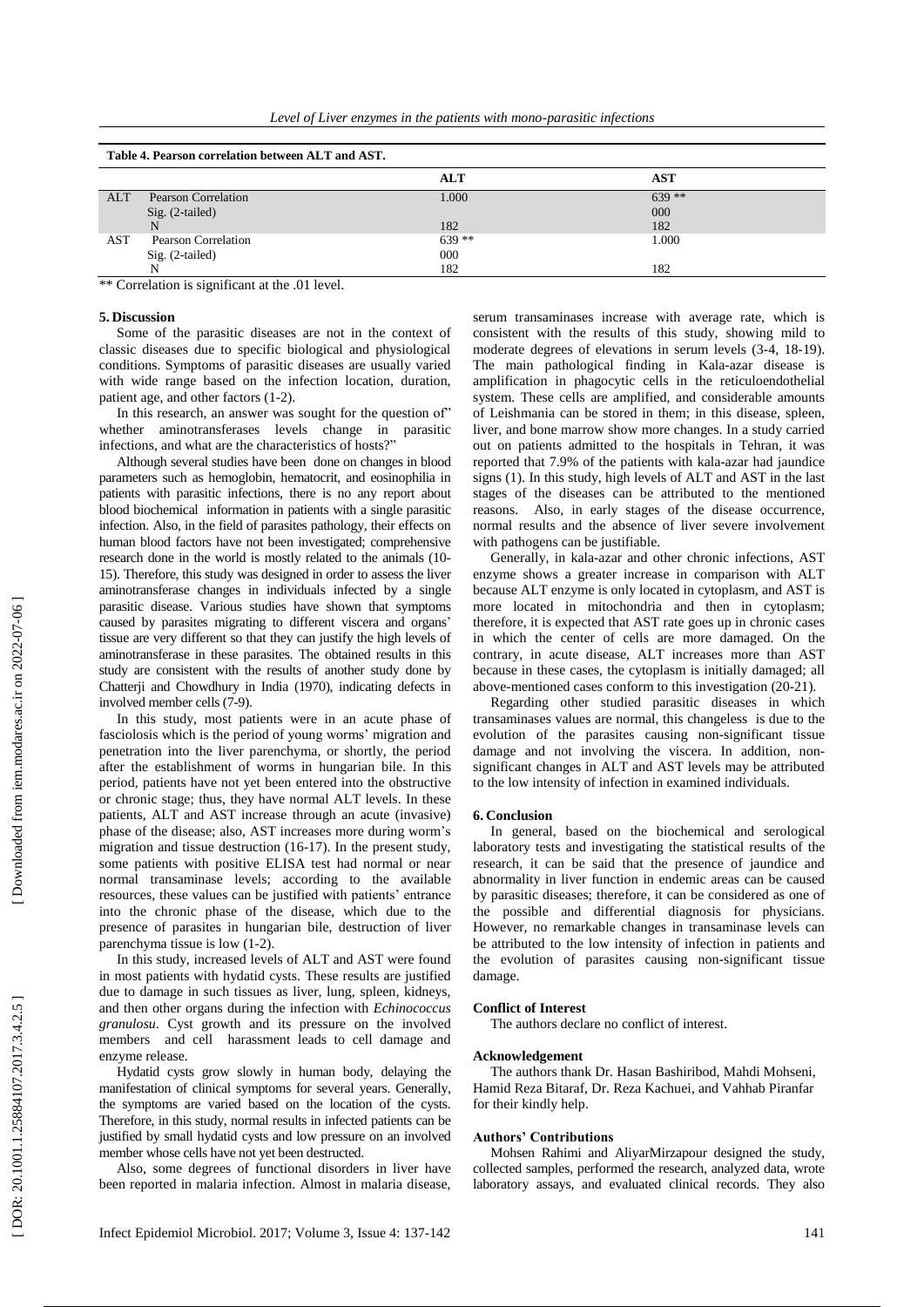**Table 4. Pearson correlation between ALT and AST.**

| | | ALT | AST |
|---|---|---|---|
| ALT | Pearson Correlation | 1.000 | 639 ** |
| | Sig. (2-tailed) | | 000 |
| | N | 182 | 182 |
| AST | Pearson Correlation | 639 ** | 1.000 |
| | Sig. (2-tailed) | 000 | |
| | N | 182 | 182 |

** Correlation is significant at the .01 level.

## 5. Discussion

Some of the parasitic diseases are not in the context of classic diseases due to specific biological and physiological conditions. Symptoms of parasitic diseases are usually varied with wide range based on the infection location, duration, patient age, and other factors (1-2).

In this research, an answer was sought for the question of" whether aminotransferases levels change in parasitic infections, and what are the characteristics of hosts?"

Although several studies have been done on changes in blood parameters such as hemoglobin, hematocrit, and eosinophilia in patients with parasitic infections, there is no any report about blood biochemical information in patients with a single parasitic infection. Also, in the field of parasites pathology, their effects on human blood factors have not been investigated; comprehensive research done in the world is mostly related to the animals (10-15). Therefore, this study was designed in order to assess the liver aminotransferase changes in individuals infected by a single parasitic disease. Various studies have shown that symptoms caused by parasites migrating to different viscera and organs' tissue are very different so that they can justify the high levels of aminotransferase in these parasites. The obtained results in this study are consistent with the results of another study done by Chatterji and Chowdhury in India (1970), indicating defects in involved member cells (7-9).

In this study, most patients were in an acute phase of fasciolosis which is the period of young worms' migration and penetration into the liver parenchyma, or shortly, the period after the establishment of worms in hungarian bile. In this period, patients have not yet been entered into the obstructive or chronic stage; thus, they have normal ALT levels. In these patients, ALT and AST increase through an acute (invasive) phase of the disease; also, AST increases more during worm's migration and tissue destruction (16-17). In the present study, some patients with positive ELISA test had normal or near normal transaminase levels; according to the available resources, these values can be justified with patients' entrance into the chronic phase of the disease, which due to the presence of parasites in hungarian bile, destruction of liver parenchyma tissue is low (1-2).

In this study, increased levels of ALT and AST were found in most patients with hydatid cysts. These results are justified due to damage in such tissues as liver, lung, spleen, kidneys, and then other organs during the infection with *Echinococcus granulosu*. Cyst growth and its pressure on the involved members and cell harassment leads to cell damage and enzyme release.

Hydatid cysts grow slowly in human body, delaying the manifestation of clinical symptoms for several years. Generally, the symptoms are varied based on the location of the cysts. Therefore, in this study, normal results in infected patients can be justified by small hydatid cysts and low pressure on an involved member whose cells have not yet been destructed.

Also, some degrees of functional disorders in liver have been reported in malaria infection. Almost in malaria disease, serum transaminases increase with average rate, which is consistent with the results of this study, showing mild to moderate degrees of elevations in serum levels (3-4, 18-19). The main pathological finding in Kala-azar disease is amplification in phagocytic cells in the reticuloendothelial system. These cells are amplified, and considerable amounts of Leishmania can be stored in them; in this disease, spleen, liver, and bone marrow show more changes. In a study carried out on patients admitted to the hospitals in Tehran, it was reported that 7.9% of the patients with kala-azar had jaundice signs (1). In this study, high levels of ALT and AST in the last stages of the diseases can be attributed to the mentioned reasons. Also, in early stages of the disease occurrence, normal results and the absence of liver severe involvement with pathogens can be justifiable.

Generally, in kala-azar and other chronic infections, AST enzyme shows a greater increase in comparison with ALT because ALT enzyme is only located in cytoplasm, and AST is more located in mitochondria and then in cytoplasm; therefore, it is expected that AST rate goes up in chronic cases in which the center of cells are more damaged. On the contrary, in acute disease, ALT increases more than AST because in these cases, the cytoplasm is initially damaged; all above-mentioned cases conform to this investigation (20-21).

Regarding other studied parasitic diseases in which transaminases values are normal, this changeless is due to the evolution of the parasites causing non-significant tissue damage and not involving the viscera. In addition, non-significant changes in ALT and AST levels may be attributed to the low intensity of infection in examined individuals.

## 6. Conclusion

In general, based on the biochemical and serological laboratory tests and investigating the statistical results of the research, it can be said that the presence of jaundice and abnormality in liver function in endemic areas can be caused by parasitic diseases; therefore, it can be considered as one of the possible and differential diagnosis for physicians. However, no remarkable changes in transaminase levels can be attributed to the low intensity of infection in patients and the evolution of parasites causing non-significant tissue damage.

### Conflict of Interest

The authors declare no conflict of interest.

### Acknowledgement

The authors thank Dr. Hasan Bashiribod, Mahdi Mohseni, Hamid Reza Bitaraf, Dr. Reza Kachuei, and Vahhab Piranfar for their kindly help.

### Authors' Contributions

Mohsen Rahimi and AliyarMirzapour designed the study, collected samples, performed the research, analyzed data, wrote laboratory assays, and evaluated clinical records. They also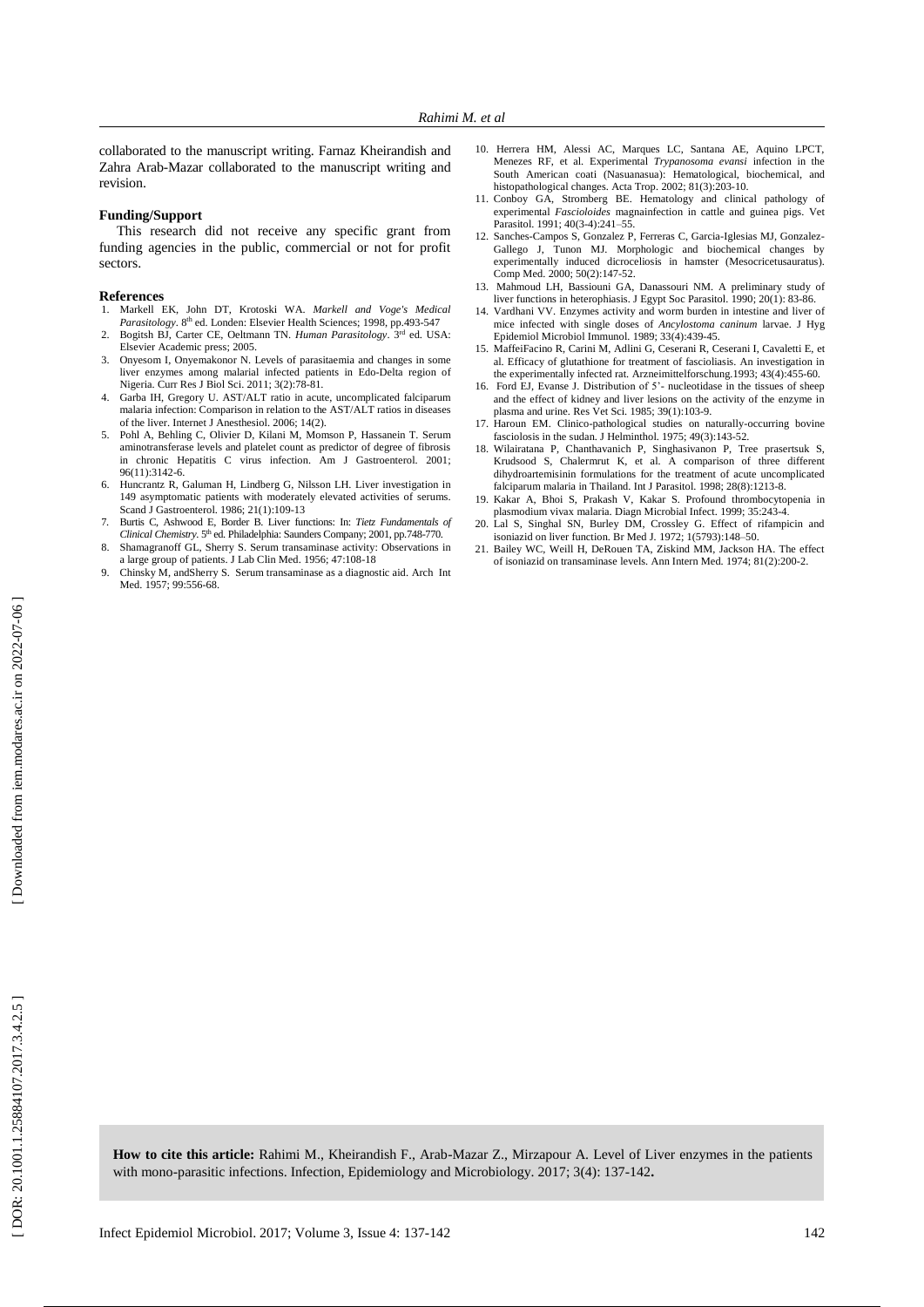collaborated to the manuscript writing. Farnaz Kheirandish and Zahra Arab-Mazar collaborated to the manuscript writing and revision.

**Funding/Support**

This research did not receive any specific grant from funding agencies in the public, commercial or not for profit sectors.

**References**

1. Markell EK, John DT, Krotoski WA. *Markell and Voge's Medical Parasitology*. 8th ed. Londen: Elsevier Health Sciences; 1998, pp.493-547
2. Bogitsh BJ, Carter CE, Oeltmann TN. *Human Parasitology*. 3rd ed. USA: Elsevier Academic press; 2005.
3. Onyesom I, Onyemakonor N. Levels of parasitaemia and changes in some liver enzymes among malarial infected patients in Edo-Delta region of Nigeria. Curr Res J Biol Sci. 2011; 3(2):78-81.
4. Garba IH, Gregory U. AST/ALT ratio in acute, uncomplicated falciparum malaria infection: Comparison in relation to the AST/ALT ratios in diseases of the liver. Internet J Anesthesiol. 2006; 14(2).
5. Pohl A, Behling C, Olivier D, Kilani M, Momson P, Hassanein T. Serum aminotransferase levels and platelet count as predictor of degree of fibrosis in chronic Hepatitis C virus infection. Am J Gastroenterol. 2001; 96(11):3142-6.
6. Huncrantz R, Galuman H, Lindberg G, Nilsson LH. Liver investigation in 149 asymptomatic patients with moderately elevated activities of serums. Scand J Gastroenterol. 1986; 21(1):109-13
7. Burtis C, Ashwood E, Border B. Liver functions: In: *Tietz Fundamentals of Clinical Chemistry*. 5th ed. Philadelphia: Saunders Company; 2001, pp.748-770.
8. Shamagranoff GL, Sherry S. Serum transaminase activity: Observations in a large group of patients. J Lab Clin Med. 1956; 47:108-18
9. Chinsky M, andSherry S. Serum transaminase as a diagnostic aid. Arch Int Med. 1957; 99:556-68.
10. Herrera HM, Alessi AC, Marques LC, Santana AE, Aquino LPCT, Menezes RF, et al. Experimental *Trypanosoma evansi* infection in the South American coati (Nasuanasua): Hematological, biochemical, and histopathological changes. Acta Trop. 2002; 81(3):203-10.
11. Conboy GA, Stromberg BE. Hematology and clinical pathology of experimental *Fascioloides* magnainfection in cattle and guinea pigs. Vet Parasitol. 1991; 40(3-4):241–55.
12. Sanches-Campos S, Gonzalez P, Ferreras C, Garcia-Iglesias MJ, Gonzalez-Gallego J, Tunon MJ. Morphologic and biochemical changes by experimentally induced dicroceliosis in hamster (Mesocricetusauratus). Comp Med. 2000; 50(2):147-52.
13. Mahmoud LH, Bassiouni GA, Danassouri NM. A preliminary study of liver functions in heterophiasis. J Egypt Soc Parasitol. 1990; 20(1): 83-86.
14. Vardhani VV. Enzymes activity and worm burden in intestine and liver of mice infected with single doses of *Ancylostoma caninum* larvae. J Hyg Epidemiol Microbiol Immunol. 1989; 33(4):439-45.
15. MaffeiFacino R, Carini M, Adlini G, Ceserani R, Ceserani I, Cavaletti E, et al. Efficacy of glutathione for treatment of fascioliasis. An investigation in the experimentally infected rat. Arzneimittelforschung.1993; 43(4):455-60.
16. Ford EJ, Evanse J. Distribution of 5'- nucleotidase in the tissues of sheep and the effect of kidney and liver lesions on the activity of the enzyme in plasma and urine. Res Vet Sci. 1985; 39(1):103-9.
17. Haroun EM. Clinico-pathological studies on naturally-occurring bovine fasciolosis in the sudan. J Helminthol. 1975; 49(3):143-52.
18. Wilairatana P, Chanthavanich P, Singhasivanon P, Tree prasertsuk S, Krudsood S, Chalermrut K, et al. A comparison of three different dihydroartemisinin formulations for the treatment of acute uncomplicated falciparum malaria in Thailand. Int J Parasitol. 1998; 28(8):1213-8.
19. Kakar A, Bhoi S, Prakash V, Kakar S. Profound thrombocytopenia in plasmodium vivax malaria. Diagn Microbial Infect. 1999; 35:243-4.
20. Lal S, Singhal SN, Burley DM, Crossley G. Effect of rifampicin and isoniazid on liver function. Br Med J. 1972; 1(5793):148–50.
21. Bailey WC, Weill H, DeRouen TA, Ziskind MM, Jackson HA. The effect of isoniazid on transaminase levels. Ann Intern Med. 1974; 81(2):200-2.

**How to cite this article:** Rahimi M., Kheirandish F., Arab-Mazar Z., Mirzapour A. Level of Liver enzymes in the patients with mono-parasitic infections. Infection, Epidemiology and Microbiology. 2017; 3(4): 137-142**.**